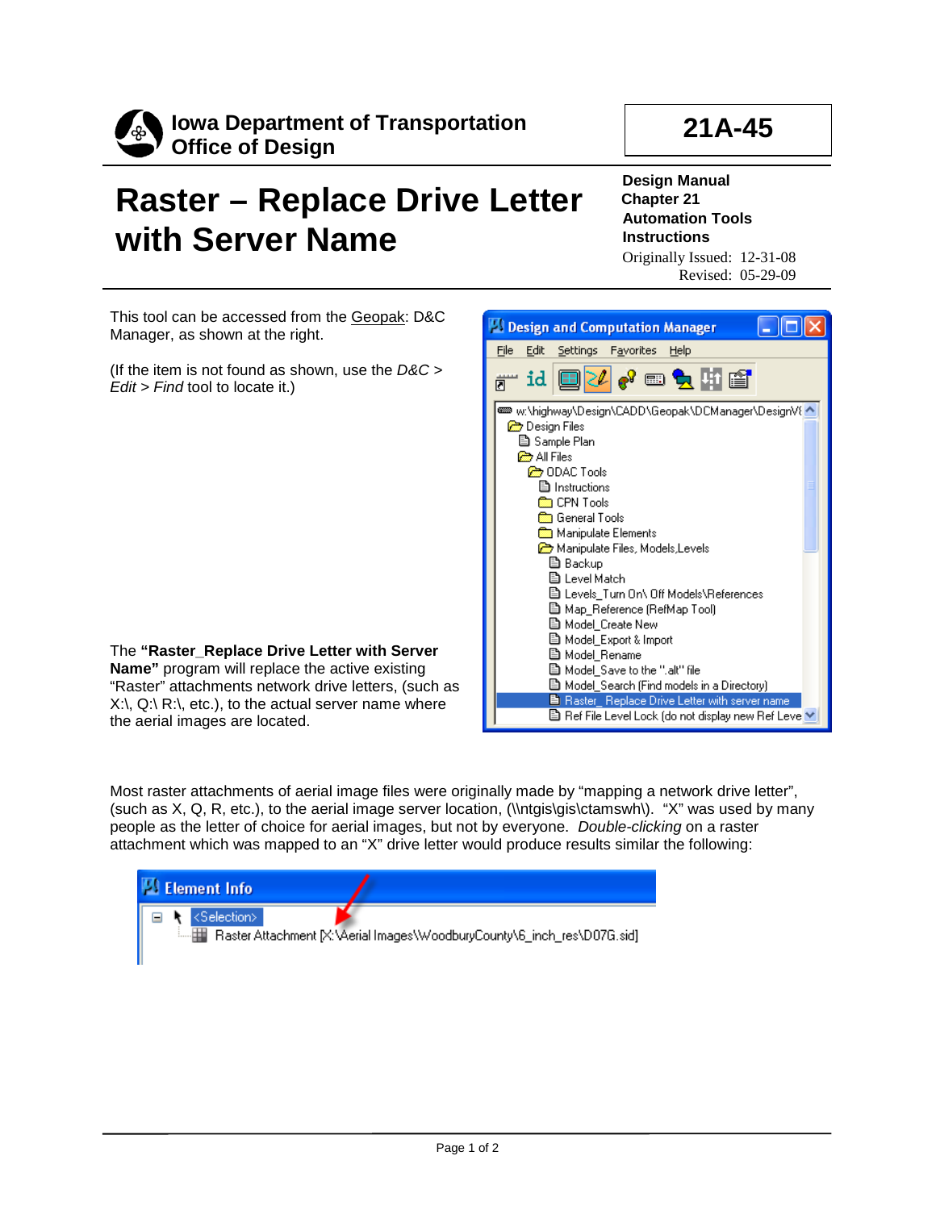**Iowa Department of Transportation**
**Office of Design**

**21A-45**

# Raster – Replace Drive Letter with Server Name

**Design Manual**
**Chapter 21**
**Automation Tools**
**Instructions**

Originally Issued: 12-31-08
Revised: 05-29-09

This tool can be accessed from the Geopak: D&C Manager, as shown at the right.

(If the item is not found as shown, use the *D&C > Edit > Find* tool to locate it.)

The **"Raster_Replace Drive Letter with Server Name"** program will replace the active existing "Raster" attachments network drive letters, (such as X:\, Q:\ R:\, etc.), to the actual server name where the aerial images are located.

Most raster attachments of aerial image files were originally made by "mapping a network drive letter", (such as X, Q, R, etc.), to the aerial image server location, (\\ntgis\gis\ctamswh\). "X" was used by many people as the letter of choice for aerial images, but not by everyone. *Double-clicking* on a raster attachment which was mapped to an "X" drive letter would produce results similar the following: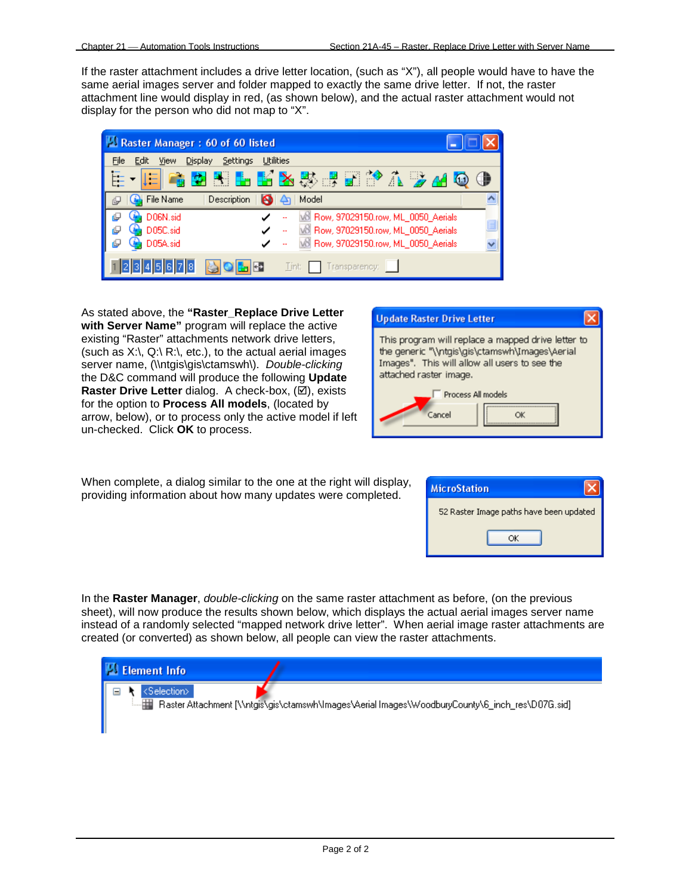If the raster attachment includes a drive letter location, (such as “X”), all people would have to have the same aerial images server and folder mapped to exactly the same drive letter. If not, the raster attachment line would display in red, (as shown below), and the actual raster attachment would not display for the person who did not map to “X”.

As stated above, the **“Raster_Replace Drive Letter with Server Name”** program will replace the active existing “Raster” attachments network drive letters, (such as X:\, Q:\ R:\, etc.), to the actual aerial images server name, (\\ntgis\gis\ctamswh\). *Double-clicking* the D&C command will produce the following **Update Raster Drive Letter** dialog. A check-box, (☑), exists for the option to **Process All models**, (located by arrow, below), or to process only the active model if left un-checked. Click **OK** to process.

When complete, a dialog similar to the one at the right will display, providing information about how many updates were completed.

In the **Raster Manager**, *double-clicking* on the same raster attachment as before, (on the previous sheet), will now produce the results shown below, which displays the actual aerial images server name instead of a randomly selected “mapped network drive letter”. When aerial image raster attachments are created (or converted) as shown below, all people can view the raster attachments.